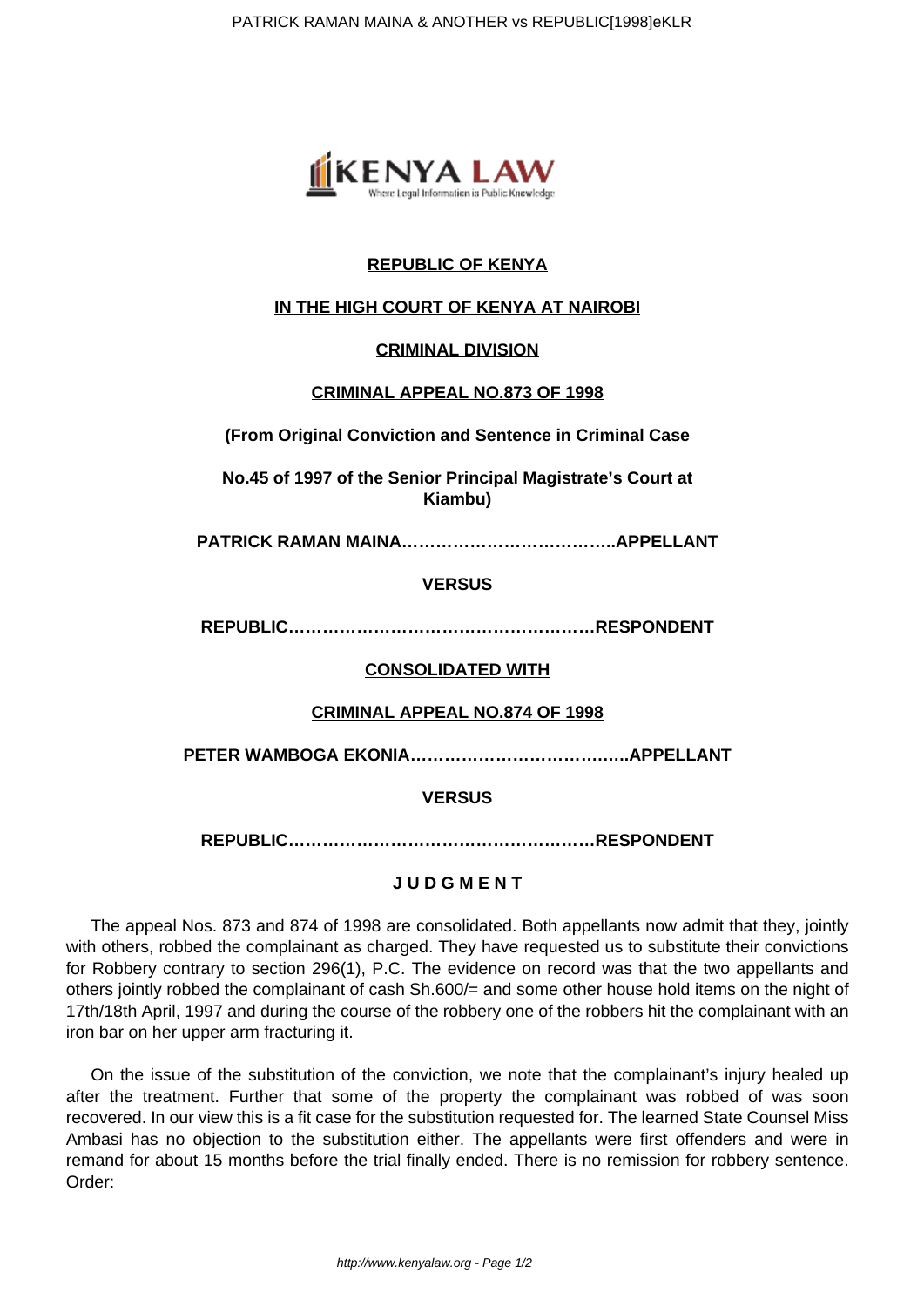**REPUBLIC OF KENYA**

**IN THE HIGH COURT OF KENYA AT NAIROBI**

**CRIMINAL DIVISION**

**CRIMINAL APPEAL NO.873 OF 1998**

**(From Original Conviction and Sentence in Criminal Case**

**No.45 of 1997 of the Senior Principal Magistrate's Court at Kiambu)**

**PATRICK RAMAN MAINA………………………………..APPELLANT**

**VERSUS**

**REPUBLIC………………………………………………RESPONDENT**

**CONSOLIDATED WITH**

**CRIMINAL APPEAL NO.874 OF 1998**

**PETER WAMBOGA EKONIA………………………………..APPELLANT**

**VERSUS**

**REPUBLIC………………………………………………RESPONDENT**

**J U D G M E N T**

The appeal Nos. 873 and 874 of 1998 are consolidated. Both appellants now admit that they, jointly with others, robbed the complainant as charged. They have requested us to substitute their convictions for Robbery contrary to section 296(1), P.C. The evidence on record was that the two appellants and others jointly robbed the complainant of cash Sh.600/= and some other house hold items on the night of 17th/18th April, 1997 and during the course of the robbery one of the robbers hit the complainant with an iron bar on her upper arm fracturing it.

On the issue of the substitution of the conviction, we note that the complainant's injury healed up after the treatment. Further that some of the property the complainant was robbed of was soon recovered. In our view this is a fit case for the substitution requested for. The learned State Counsel Miss Ambasi has no objection to the substitution either. The appellants were first offenders and were in remand for about 15 months before the trial finally ended. There is no remission for robbery sentence. Order: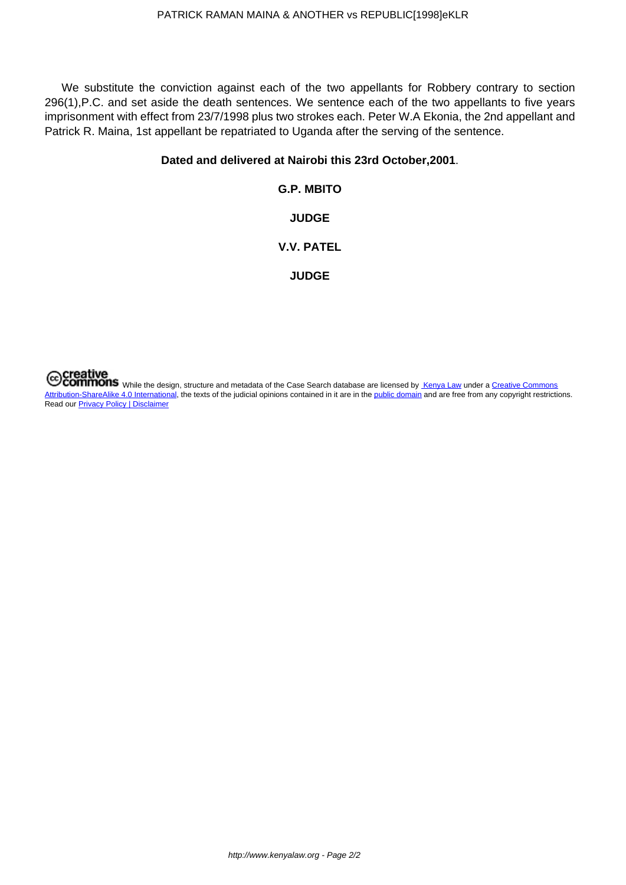We substitute the conviction against each of the two appellants for Robbery contrary to section 296(1),P.C. and set aside the death sentences. We sentence each of the two appellants to five years imprisonment with effect from 23/7/1998 plus two strokes each. Peter W.A Ekonia, the 2nd appellant and Patrick R. Maina, 1st appellant be repatriated to Uganda after the serving of the sentence.

**Dated and delivered at Nairobi this 23rd October,2001**.

**G.P. MBITO**

**JUDGE**

**V.V. PATEL**

**JUDGE**

While the design, structure and metadata of the Case Search database are licensed by Kenya Law under a Creative Commons Attribution-ShareAlike 4.0 International, the texts of the judicial opinions contained in it are in the public domain and are free from any copyright restrictions. Read our Privacy Policy | Disclaimer